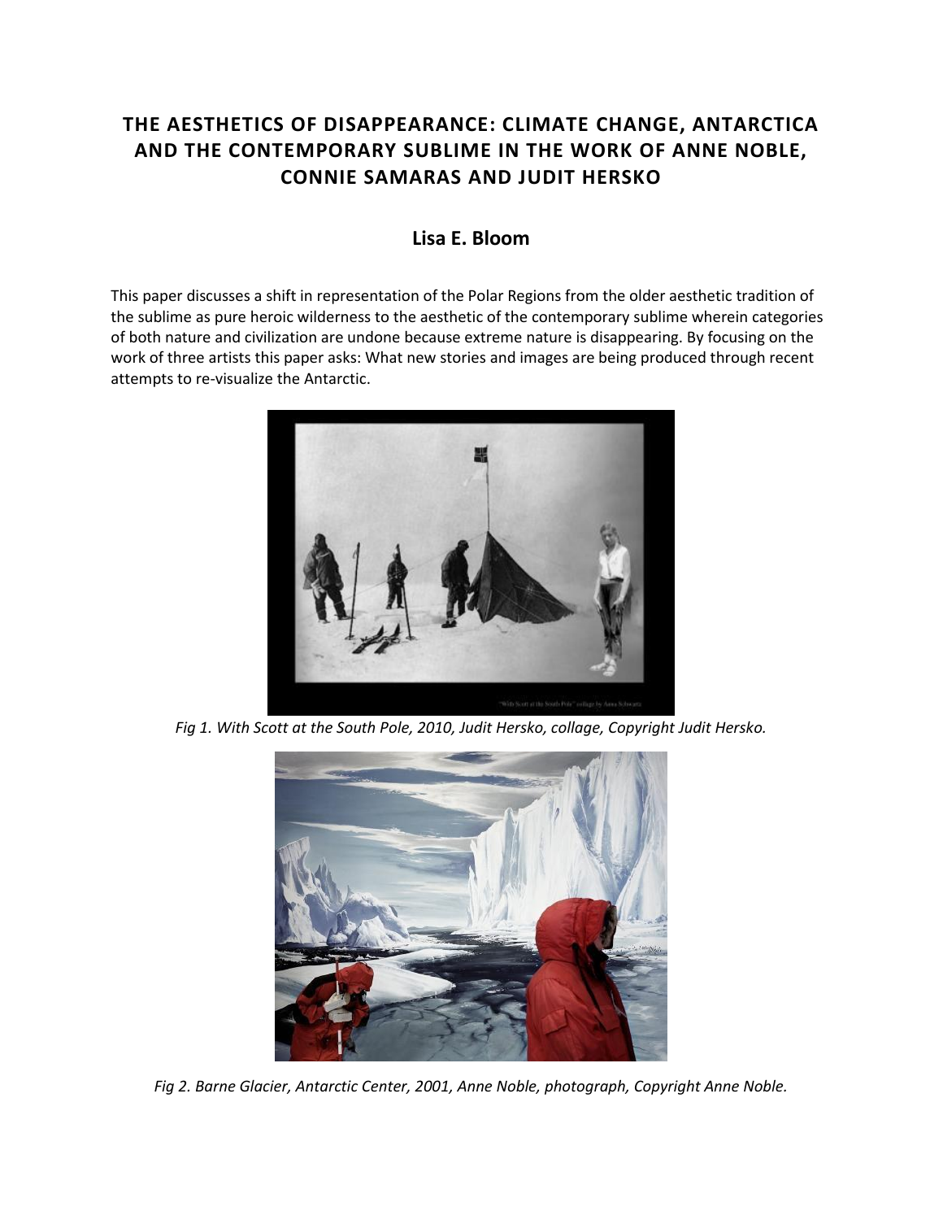# THE AESTHETICS OF DISAPPEARANCE: CLIMATE CHANGE, ANTARCTICA AND THE CONTEMPORARY SUBLIME IN THE WORK OF ANNE NOBLE, CONNIE SAMARAS AND JUDIT HERSKO

## Lisa E. Bloom

This paper discusses a shift in representation of the Polar Regions from the older aesthetic tradition of the sublime as pure heroic wilderness to the aesthetic of the contemporary sublime wherein categories of both nature and civilization are undone because extreme nature is disappearing. By focusing on the work of three artists this paper asks: What new stories and images are being produced through recent attempts to re-visualize the Antarctic.

*Fig 1. With Scott at the South Pole, 2010, Judit Hersko, collage, Copyright Judit Hersko.*

*Fig 2. Barne Glacier, Antarctic Center, 2001, Anne Noble, photograph, Copyright Anne Noble.*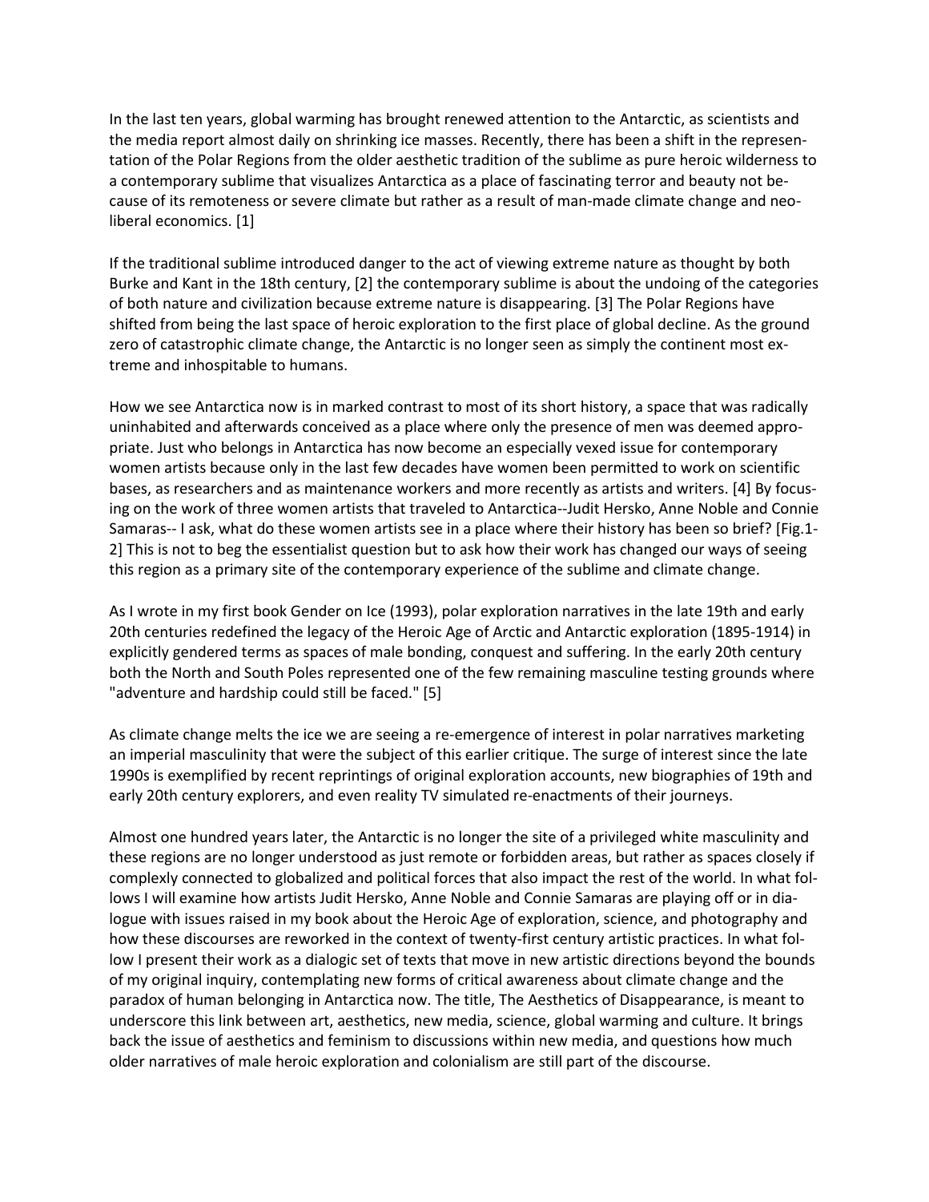In the last ten years, global warming has brought renewed attention to the Antarctic, as scientists and the media report almost daily on shrinking ice masses. Recently, there has been a shift in the representation of the Polar Regions from the older aesthetic tradition of the sublime as pure heroic wilderness to a contemporary sublime that visualizes Antarctica as a place of fascinating terror and beauty not because of its remoteness or severe climate but rather as a result of man-made climate change and neoliberal economics. [1]

If the traditional sublime introduced danger to the act of viewing extreme nature as thought by both Burke and Kant in the 18th century, [2] the contemporary sublime is about the undoing of the categories of both nature and civilization because extreme nature is disappearing. [3] The Polar Regions have shifted from being the last space of heroic exploration to the first place of global decline. As the ground zero of catastrophic climate change, the Antarctic is no longer seen as simply the continent most extreme and inhospitable to humans.

How we see Antarctica now is in marked contrast to most of its short history, a space that was radically uninhabited and afterwards conceived as a place where only the presence of men was deemed appropriate. Just who belongs in Antarctica has now become an especially vexed issue for contemporary women artists because only in the last few decades have women been permitted to work on scientific bases, as researchers and as maintenance workers and more recently as artists and writers. [4] By focusing on the work of three women artists that traveled to Antarctica--Judit Hersko, Anne Noble and Connie Samaras-- I ask, what do these women artists see in a place where their history has been so brief? [Fig.1-2] This is not to beg the essentialist question but to ask how their work has changed our ways of seeing this region as a primary site of the contemporary experience of the sublime and climate change.

As I wrote in my first book Gender on Ice (1993), polar exploration narratives in the late 19th and early 20th centuries redefined the legacy of the Heroic Age of Arctic and Antarctic exploration (1895-1914) in explicitly gendered terms as spaces of male bonding, conquest and suffering. In the early 20th century both the North and South Poles represented one of the few remaining masculine testing grounds where "adventure and hardship could still be faced." [5]

As climate change melts the ice we are seeing a re-emergence of interest in polar narratives marketing an imperial masculinity that were the subject of this earlier critique. The surge of interest since the late 1990s is exemplified by recent reprintings of original exploration accounts, new biographies of 19th and early 20th century explorers, and even reality TV simulated re-enactments of their journeys.

Almost one hundred years later, the Antarctic is no longer the site of a privileged white masculinity and these regions are no longer understood as just remote or forbidden areas, but rather as spaces closely if complexly connected to globalized and political forces that also impact the rest of the world. In what follows I will examine how artists Judit Hersko, Anne Noble and Connie Samaras are playing off or in dialogue with issues raised in my book about the Heroic Age of exploration, science, and photography and how these discourses are reworked in the context of twenty-first century artistic practices. In what follow I present their work as a dialogic set of texts that move in new artistic directions beyond the bounds of my original inquiry, contemplating new forms of critical awareness about climate change and the paradox of human belonging in Antarctica now. The title, The Aesthetics of Disappearance, is meant to underscore this link between art, aesthetics, new media, science, global warming and culture. It brings back the issue of aesthetics and feminism to discussions within new media, and questions how much older narratives of male heroic exploration and colonialism are still part of the discourse.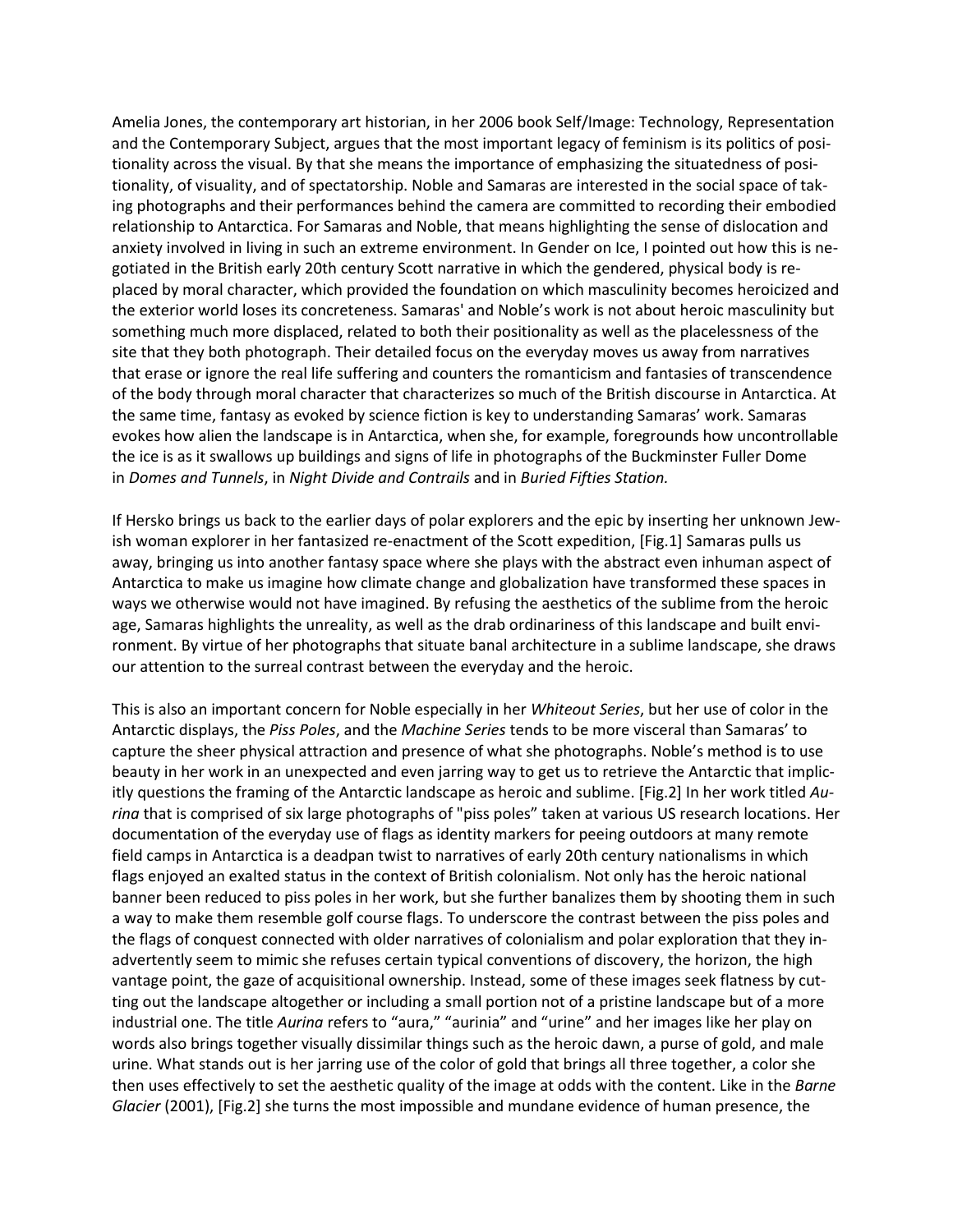Amelia Jones, the contemporary art historian, in her 2006 book Self/Image: Technology, Representation and the Contemporary Subject, argues that the most important legacy of feminism is its politics of positionality across the visual. By that she means the importance of emphasizing the situatedness of positionality, of visuality, and of spectatorship. Noble and Samaras are interested in the social space of taking photographs and their performances behind the camera are committed to recording their embodied relationship to Antarctica. For Samaras and Noble, that means highlighting the sense of dislocation and anxiety involved in living in such an extreme environment. In Gender on Ice, I pointed out how this is negotiated in the British early 20th century Scott narrative in which the gendered, physical body is replaced by moral character, which provided the foundation on which masculinity becomes heroicized and the exterior world loses its concreteness. Samaras' and Noble's work is not about heroic masculinity but something much more displaced, related to both their positionality as well as the placelessness of the site that they both photograph. Their detailed focus on the everyday moves us away from narratives that erase or ignore the real life suffering and counters the romanticism and fantasies of transcendence of the body through moral character that characterizes so much of the British discourse in Antarctica. At the same time, fantasy as evoked by science fiction is key to understanding Samaras' work. Samaras evokes how alien the landscape is in Antarctica, when she, for example, foregrounds how uncontrollable the ice is as it swallows up buildings and signs of life in photographs of the Buckminster Fuller Dome in *Domes and Tunnels*, in *Night Divide and Contrails* and in *Buried Fifties Station.*

If Hersko brings us back to the earlier days of polar explorers and the epic by inserting her unknown Jewish woman explorer in her fantasized re-enactment of the Scott expedition, [Fig.1] Samaras pulls us away, bringing us into another fantasy space where she plays with the abstract even inhuman aspect of Antarctica to make us imagine how climate change and globalization have transformed these spaces in ways we otherwise would not have imagined. By refusing the aesthetics of the sublime from the heroic age, Samaras highlights the unreality, as well as the drab ordinariness of this landscape and built environment. By virtue of her photographs that situate banal architecture in a sublime landscape, she draws our attention to the surreal contrast between the everyday and the heroic.

This is also an important concern for Noble especially in her *Whiteout Series*, but her use of color in the Antarctic displays, the *Piss Poles*, and the *Machine Series* tends to be more visceral than Samaras' to capture the sheer physical attraction and presence of what she photographs. Noble's method is to use beauty in her work in an unexpected and even jarring way to get us to retrieve the Antarctic that implicitly questions the framing of the Antarctic landscape as heroic and sublime. [Fig.2] In her work titled *Aurina* that is comprised of six large photographs of "piss poles" taken at various US research locations. Her documentation of the everyday use of flags as identity markers for peeing outdoors at many remote field camps in Antarctica is a deadpan twist to narratives of early 20th century nationalisms in which flags enjoyed an exalted status in the context of British colonialism. Not only has the heroic national banner been reduced to piss poles in her work, but she further banalizes them by shooting them in such a way to make them resemble golf course flags. To underscore the contrast between the piss poles and the flags of conquest connected with older narratives of colonialism and polar exploration that they inadvertently seem to mimic she refuses certain typical conventions of discovery, the horizon, the high vantage point, the gaze of acquisitional ownership. Instead, some of these images seek flatness by cutting out the landscape altogether or including a small portion not of a pristine landscape but of a more industrial one. The title *Aurina* refers to "aura," "aurinia" and "urine" and her images like her play on words also brings together visually dissimilar things such as the heroic dawn, a purse of gold, and male urine. What stands out is her jarring use of the color of gold that brings all three together, a color she then uses effectively to set the aesthetic quality of the image at odds with the content. Like in the *Barne Glacier* (2001), [Fig.2] she turns the most impossible and mundane evidence of human presence, the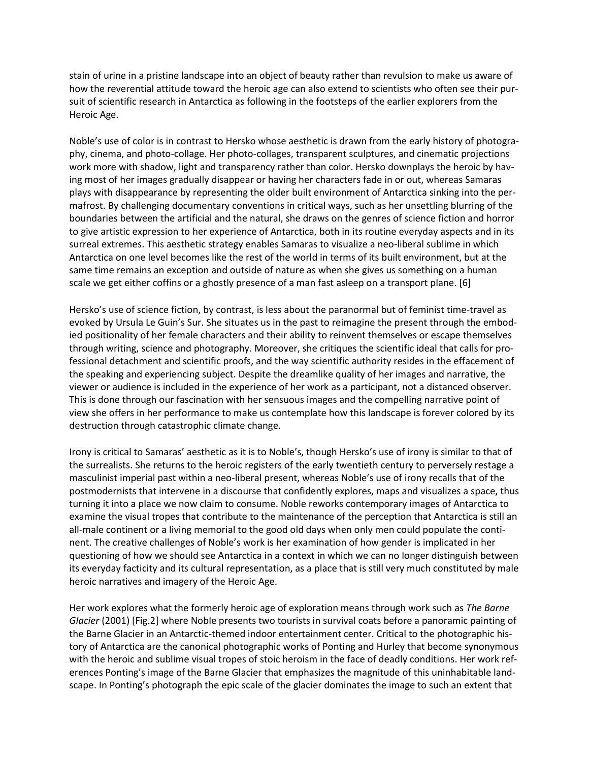stain of urine in a pristine landscape into an object of beauty rather than revulsion to make us aware of how the reverential attitude toward the heroic age can also extend to scientists who often see their pursuit of scientific research in Antarctica as following in the footsteps of the earlier explorers from the Heroic Age.

Noble's use of color is in contrast to Hersko whose aesthetic is drawn from the early history of photography, cinema, and photo-collage. Her photo-collages, transparent sculptures, and cinematic projections work more with shadow, light and transparency rather than color. Hersko downplays the heroic by having most of her images gradually disappear or having her characters fade in or out, whereas Samaras plays with disappearance by representing the older built environment of Antarctica sinking into the permafrost. By challenging documentary conventions in critical ways, such as her unsettling blurring of the boundaries between the artificial and the natural, she draws on the genres of science fiction and horror to give artistic expression to her experience of Antarctica, both in its routine everyday aspects and in its surreal extremes. This aesthetic strategy enables Samaras to visualize a neo-liberal sublime in which Antarctica on one level becomes like the rest of the world in terms of its built environment, but at the same time remains an exception and outside of nature as when she gives us something on a human scale we get either coffins or a ghostly presence of a man fast asleep on a transport plane. [6]

Hersko's use of science fiction, by contrast, is less about the paranormal but of feminist time-travel as evoked by Ursula Le Guin's Sur. She situates us in the past to reimagine the present through the embodied positionality of her female characters and their ability to reinvent themselves or escape themselves through writing, science and photography. Moreover, she critiques the scientific ideal that calls for professional detachment and scientific proofs, and the way scientific authority resides in the effacement of the speaking and experiencing subject. Despite the dreamlike quality of her images and narrative, the viewer or audience is included in the experience of her work as a participant, not a distanced observer. This is done through our fascination with her sensuous images and the compelling narrative point of view she offers in her performance to make us contemplate how this landscape is forever colored by its destruction through catastrophic climate change.

Irony is critical to Samaras' aesthetic as it is to Noble's, though Hersko's use of irony is similar to that of the surrealists. She returns to the heroic registers of the early twentieth century to perversely restage a masculinist imperial past within a neo-liberal present, whereas Noble's use of irony recalls that of the postmodernists that intervene in a discourse that confidently explores, maps and visualizes a space, thus turning it into a place we now claim to consume. Noble reworks contemporary images of Antarctica to examine the visual tropes that contribute to the maintenance of the perception that Antarctica is still an all-male continent or a living memorial to the good old days when only men could populate the continent. The creative challenges of Noble's work is her examination of how gender is implicated in her questioning of how we should see Antarctica in a context in which we can no longer distinguish between its everyday facticity and its cultural representation, as a place that is still very much constituted by male heroic narratives and imagery of the Heroic Age.

Her work explores what the formerly heroic age of exploration means through work such as *The Barne Glacier* (2001) [Fig.2] where Noble presents two tourists in survival coats before a panoramic painting of the Barne Glacier in an Antarctic-themed indoor entertainment center. Critical to the photographic history of Antarctica are the canonical photographic works of Ponting and Hurley that become synonymous with the heroic and sublime visual tropes of stoic heroism in the face of deadly conditions. Her work references Ponting's image of the Barne Glacier that emphasizes the magnitude of this uninhabitable landscape. In Ponting's photograph the epic scale of the glacier dominates the image to such an extent that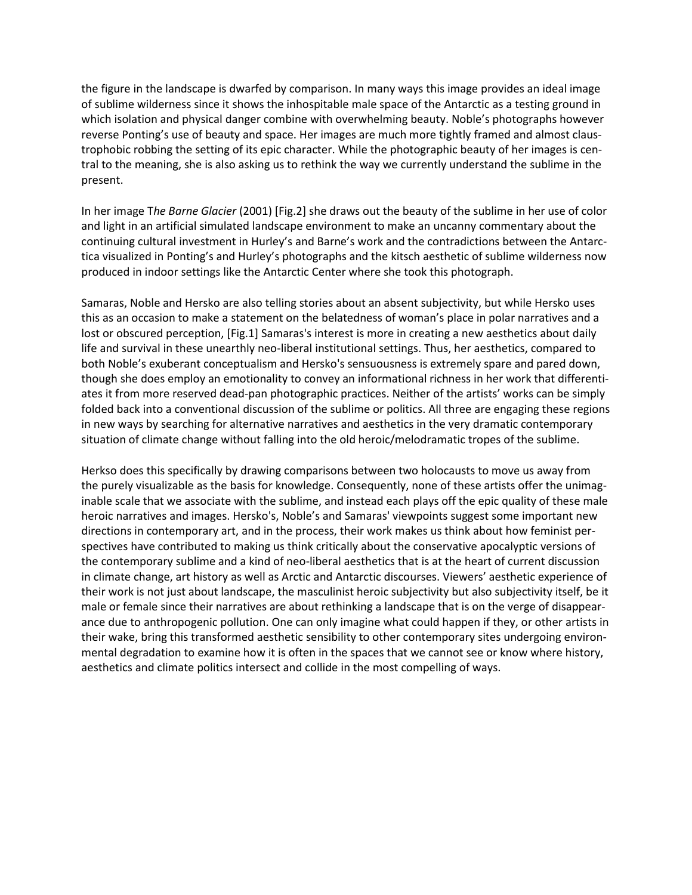the figure in the landscape is dwarfed by comparison. In many ways this image provides an ideal image of sublime wilderness since it shows the inhospitable male space of the Antarctic as a testing ground in which isolation and physical danger combine with overwhelming beauty. Noble's photographs however reverse Ponting's use of beauty and space. Her images are much more tightly framed and almost claustrophobic robbing the setting of its epic character. While the photographic beauty of her images is central to the meaning, she is also asking us to rethink the way we currently understand the sublime in the present.

In her image T*he Barne Glacier* (2001) [Fig.2] she draws out the beauty of the sublime in her use of color and light in an artificial simulated landscape environment to make an uncanny commentary about the continuing cultural investment in Hurley's and Barne's work and the contradictions between the Antarctica visualized in Ponting's and Hurley's photographs and the kitsch aesthetic of sublime wilderness now produced in indoor settings like the Antarctic Center where she took this photograph.

Samaras, Noble and Hersko are also telling stories about an absent subjectivity, but while Hersko uses this as an occasion to make a statement on the belatedness of woman's place in polar narratives and a lost or obscured perception, [Fig.1] Samaras's interest is more in creating a new aesthetics about daily life and survival in these unearthly neo-liberal institutional settings. Thus, her aesthetics, compared to both Noble's exuberant conceptualism and Hersko's sensuousness is extremely spare and pared down, though she does employ an emotionality to convey an informational richness in her work that differentiates it from more reserved dead-pan photographic practices. Neither of the artists' works can be simply folded back into a conventional discussion of the sublime or politics. All three are engaging these regions in new ways by searching for alternative narratives and aesthetics in the very dramatic contemporary situation of climate change without falling into the old heroic/melodramatic tropes of the sublime.

Herkso does this specifically by drawing comparisons between two holocausts to move us away from the purely visualizable as the basis for knowledge. Consequently, none of these artists offer the unimaginable scale that we associate with the sublime, and instead each plays off the epic quality of these male heroic narratives and images. Hersko's, Noble's and Samaras' viewpoints suggest some important new directions in contemporary art, and in the process, their work makes us think about how feminist perspectives have contributed to making us think critically about the conservative apocalyptic versions of the contemporary sublime and a kind of neo-liberal aesthetics that is at the heart of current discussion in climate change, art history as well as Arctic and Antarctic discourses. Viewers' aesthetic experience of their work is not just about landscape, the masculinist heroic subjectivity but also subjectivity itself, be it male or female since their narratives are about rethinking a landscape that is on the verge of disappearance due to anthropogenic pollution. One can only imagine what could happen if they, or other artists in their wake, bring this transformed aesthetic sensibility to other contemporary sites undergoing environmental degradation to examine how it is often in the spaces that we cannot see or know where history, aesthetics and climate politics intersect and collide in the most compelling of ways.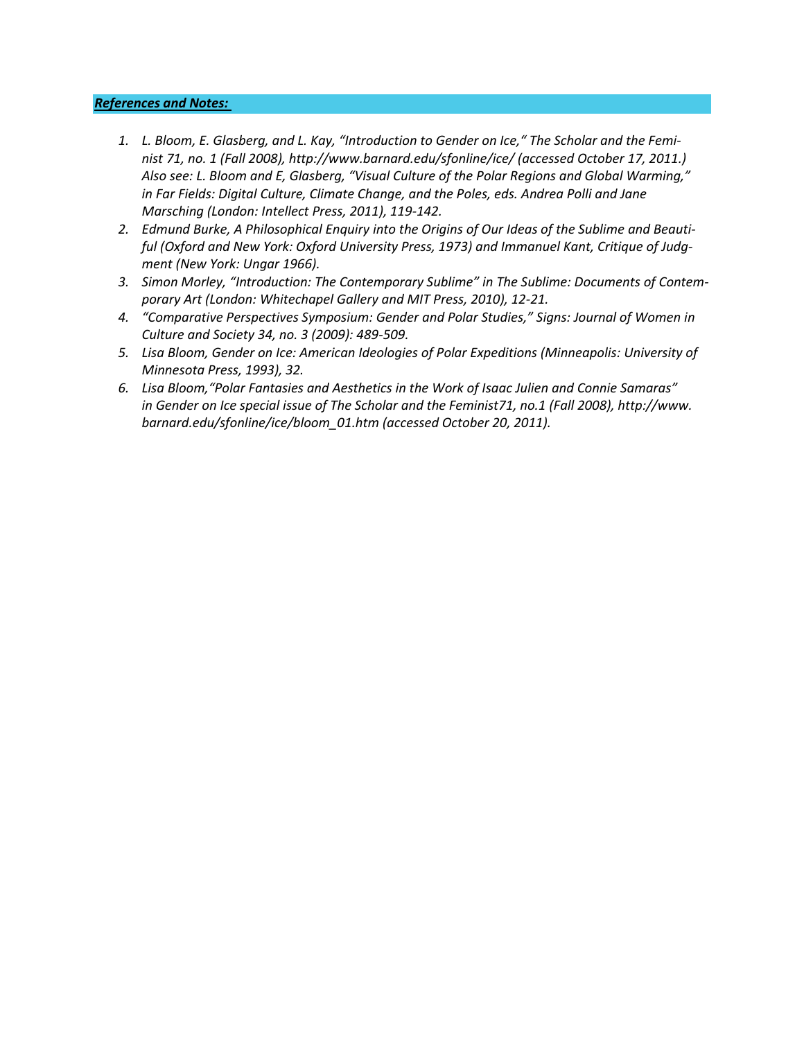***References and Notes:***

1. *L. Bloom, E. Glasberg, and L. Kay, "Introduction to Gender on Ice," The Scholar and the Feminist 71, no. 1 (Fall 2008), http://www.barnard.edu/sfonline/ice/ (accessed October 17, 2011.) Also see: L. Bloom and E, Glasberg, "Visual Culture of the Polar Regions and Global Warming," in Far Fields: Digital Culture, Climate Change, and the Poles, eds. Andrea Polli and Jane Marsching (London: Intellect Press, 2011), 119-142.*
2. *Edmund Burke, A Philosophical Enquiry into the Origins of Our Ideas of the Sublime and Beautiful (Oxford and New York: Oxford University Press, 1973) and Immanuel Kant, Critique of Judgment (New York: Ungar 1966).*
3. *Simon Morley, "Introduction: The Contemporary Sublime" in The Sublime: Documents of Contemporary Art (London: Whitechapel Gallery and MIT Press, 2010), 12-21.*
4. *"Comparative Perspectives Symposium: Gender and Polar Studies," Signs: Journal of Women in Culture and Society 34, no. 3 (2009): 489-509.*
5. *Lisa Bloom, Gender on Ice: American Ideologies of Polar Expeditions (Minneapolis: University of Minnesota Press, 1993), 32.*
6. *Lisa Bloom,"Polar Fantasies and Aesthetics in the Work of Isaac Julien and Connie Samaras" in Gender on Ice special issue of The Scholar and the Feminist71, no.1 (Fall 2008), http://www.barnard.edu/sfonline/ice/bloom_01.htm (accessed October 20, 2011).*